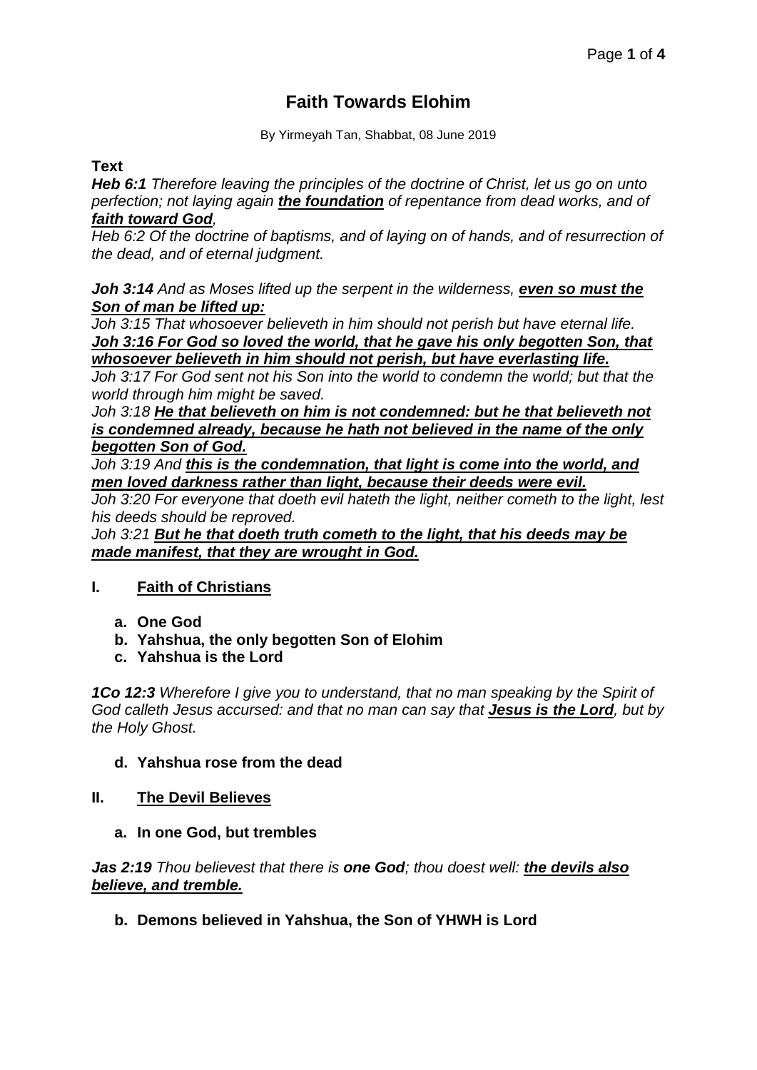# Faith Towards Elohim

By Yirmeyah Tan, Shabbat, 08 June 2019

**Text**

***Heb 6:1*** *Therefore leaving the principles of the doctrine of Christ, let us go on unto perfection; not laying again* ***<u>the foundation</u>*** *of repentance from dead works, and of* ***<u>faith toward God</u>****,*

*Heb 6:2 Of the doctrine of baptisms, and of laying on of hands, and of resurrection of the dead, and of eternal judgment.*

***Joh 3:14*** *And as Moses lifted up the serpent in the wilderness,* ***<u>even so must the Son of man be lifted up:</u>***

*Joh 3:15 That whosoever believeth in him should not perish but have eternal life.*

***<u>Joh 3:16 For God so loved the world, that he gave his only begotten Son, that whosoever believeth in him should not perish, but have everlasting life.</u>***

*Joh 3:17 For God sent not his Son into the world to condemn the world; but that the world through him might be saved.*

*Joh 3:18* ***<u>He that believeth on him is not condemned: but he that believeth not is condemned already, because he hath not believed in the name of the only begotten Son of God.</u>***

*Joh 3:19 And* ***<u>this is the condemnation, that light is come into the world, and men loved darkness rather than light, because their deeds were evil.</u>***

*Joh 3:20 For everyone that doeth evil hateth the light, neither cometh to the light, lest his deeds should be reproved.*

*Joh 3:21* ***<u>But he that doeth truth cometh to the light, that his deeds may be made manifest, that they are wrought in God.</u>***

## I. <u>Faith of Christians</u>

**a. One God**

**b. Yahshua, the only begotten Son of Elohim**

**c. Yahshua is the Lord**

***1Co 12:3*** *Wherefore I give you to understand, that no man speaking by the Spirit of God calleth Jesus accursed: and that no man can say that* ***<u>Jesus is the Lord</u>****, but by the Holy Ghost.*

**d. Yahshua rose from the dead**

## II. <u>The Devil Believes</u>

**a. In one God, but trembles**

***Jas 2:19*** *Thou believest that there is* ***one God****; thou doest well:* ***<u>the devils also believe, and tremble.</u>***

**b. Demons believed in Yahshua, the Son of YHWH is Lord**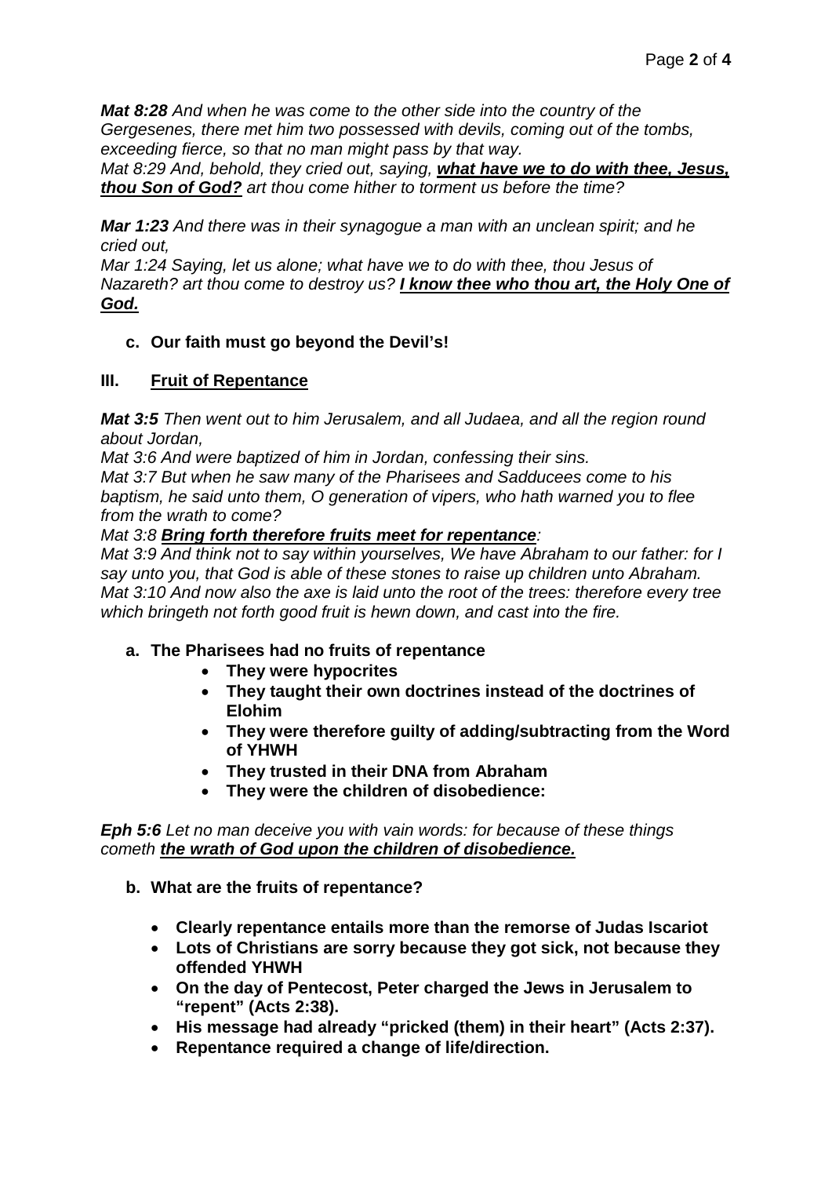***Mat 8:28*** *And when he was come to the other side into the country of the Gergesenes, there met him two possessed with devils, coming out of the tombs, exceeding fierce, so that no man might pass by that way.*
*Mat 8:29 And, behold, they cried out, saying,* ***<u>what have we to do with thee, Jesus, thou Son of God?</u>*** *art thou come hither to torment us before the time?*

***Mar 1:23*** *And there was in their synagogue a man with an unclean spirit; and he cried out,*
*Mar 1:24 Saying, let us alone; what have we to do with thee, thou Jesus of Nazareth? art thou come to destroy us?* ***<u>I know thee who thou art, the Holy One of God.</u>***

**c. Our faith must go beyond the Devil's!**

## III. <u>Fruit of Repentance</u>

***Mat 3:5*** *Then went out to him Jerusalem, and all Judaea, and all the region round about Jordan,*
*Mat 3:6 And were baptized of him in Jordan, confessing their sins.*
*Mat 3:7 But when he saw many of the Pharisees and Sadducees come to his baptism, he said unto them, O generation of vipers, who hath warned you to flee from the wrath to come?*
*Mat 3:8* ***<u>Bring forth therefore fruits meet for repentance</u>****:*
*Mat 3:9 And think not to say within yourselves, We have Abraham to our father: for I say unto you, that God is able of these stones to raise up children unto Abraham.*
*Mat 3:10 And now also the axe is laid unto the root of the trees: therefore every tree which bringeth not forth good fruit is hewn down, and cast into the fire.*

**a. The Pharisees had no fruits of repentance**

- **They were hypocrites**
- **They taught their own doctrines instead of the doctrines of Elohim**
- **They were therefore guilty of adding/subtracting from the Word of YHWH**
- **They trusted in their DNA from Abraham**
- **They were the children of disobedience:**

***Eph 5:6*** *Let no man deceive you with vain words: for because of these things cometh* ***<u>the wrath of God upon the children of disobedience.</u>***

**b. What are the fruits of repentance?**

- **Clearly repentance entails more than the remorse of Judas Iscariot**
- **Lots of Christians are sorry because they got sick, not because they offended YHWH**
- **On the day of Pentecost, Peter charged the Jews in Jerusalem to "repent" (Acts 2:38).**
- **His message had already "pricked (them) in their heart" (Acts 2:37).**
- **Repentance required a change of life/direction.**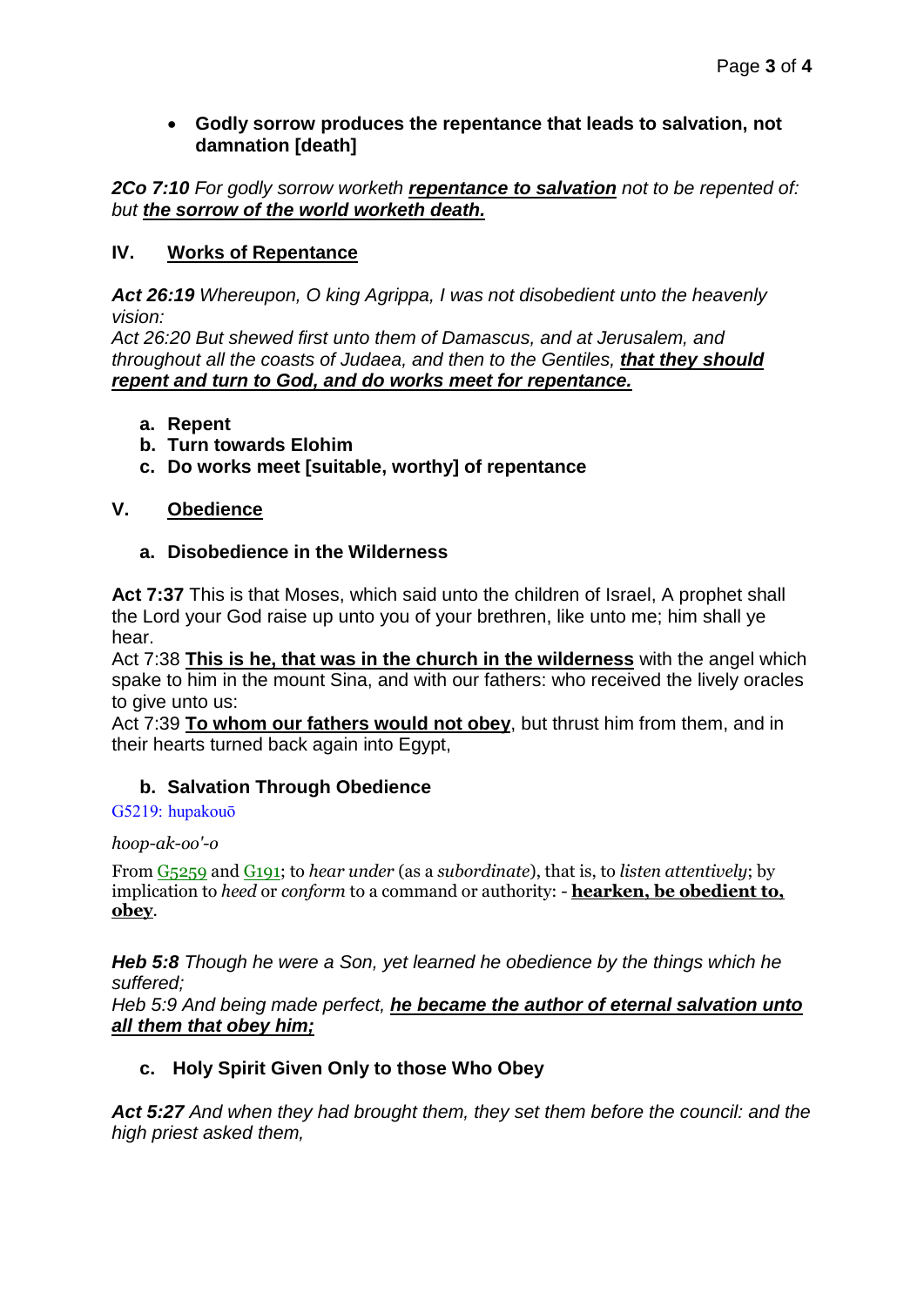- **Godly sorrow produces the repentance that leads to salvation, not damnation [death]**

***2Co 7:10*** *For godly sorrow worketh* ***repentance to salvation*** *not to be repented of: but* ***the sorrow of the world worketh death.***

## IV. Works of Repentance

***Act 26:19*** *Whereupon, O king Agrippa, I was not disobedient unto the heavenly vision:*
*Act 26:20 But shewed first unto them of Damascus, and at Jerusalem, and throughout all the coasts of Judaea, and then to the Gentiles,* ***that they should repent and turn to God, and do works meet for repentance.***

a. **Repent**
b. **Turn towards Elohim**
c. **Do works meet [suitable, worthy] of repentance**

## V. Obedience

### a. Disobedience in the Wilderness

**Act 7:37** This is that Moses, which said unto the children of Israel, A prophet shall the Lord your God raise up unto you of your brethren, like unto me; him shall ye hear.
Act 7:38 **This is he, that was in the church in the wilderness** with the angel which spake to him in the mount Sina, and with our fathers: who received the lively oracles to give unto us:
Act 7:39 **To whom our fathers would not obey**, but thrust him from them, and in their hearts turned back again into Egypt,

### b. Salvation Through Obedience

G5219: hupakouō

*hoop-ak-oo'-o*

From G5259 and G191; to *hear under* (as a *subordinate*), that is, to *listen attentively*; by implication to *heed* or *conform* to a command or authority: - **hearken, be obedient to, obey**.

***Heb 5:8*** *Though he were a Son, yet learned he obedience by the things which he suffered;*
*Heb 5:9 And being made perfect,* ***he became the author of eternal salvation unto all them that obey him;***

### c. Holy Spirit Given Only to those Who Obey

***Act 5:27*** *And when they had brought them, they set them before the council: and the high priest asked them,*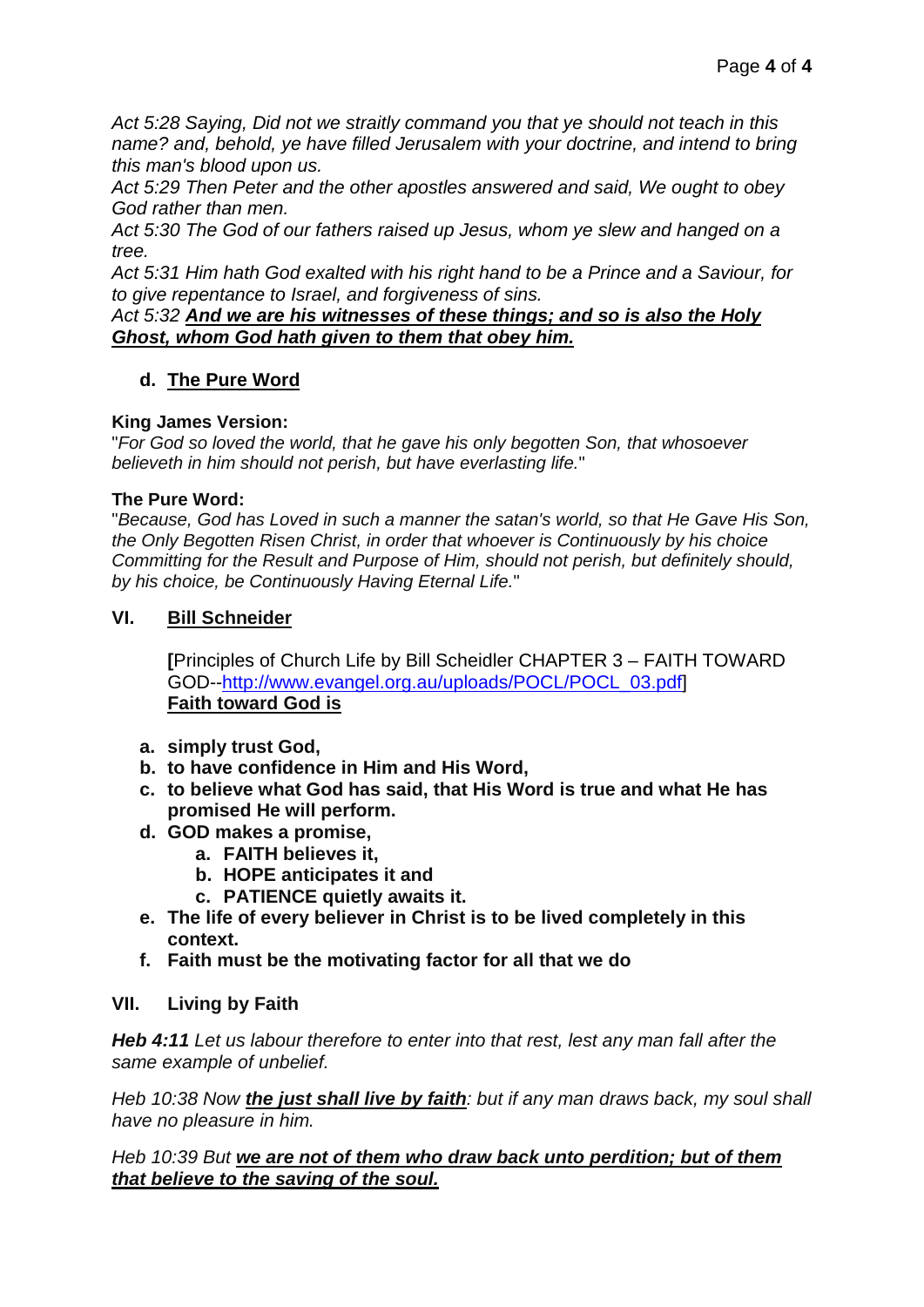*Act 5:28 Saying, Did not we straitly command you that ye should not teach in this name? and, behold, ye have filled Jerusalem with your doctrine, and intend to bring this man's blood upon us.*

*Act 5:29 Then Peter and the other apostles answered and said, We ought to obey God rather than men.*

*Act 5:30 The God of our fathers raised up Jesus, whom ye slew and hanged on a tree.*

*Act 5:31 Him hath God exalted with his right hand to be a Prince and a Saviour, for to give repentance to Israel, and forgiveness of sins.*

*Act 5:32* ***<u>And we are his witnesses of these things; and so is also the Holy Ghost, whom God hath given to them that obey him.</u>***

d. **<u>The Pure Word</u>**

**King James Version:**
"*For God so loved the world, that he gave his only begotten Son, that whosoever believeth in him should not perish, but have everlasting life.*"

**The Pure Word:**
"*Because, God has Loved in such a manner the satan's world, so that He Gave His Son, the Only Begotten Risen Christ, in order that whoever is Continuously by his choice Committing for the Result and Purpose of Him, should not perish, but definitely should, by his choice, be Continuously Having Eternal Life.*"

## VI. <u>Bill Schneider</u>

**[**Principles of Church Life by Bill Scheidler CHAPTER 3 – FAITH TOWARD GOD--[http://www.evangel.org.au/uploads/POCL/POCL_03.pdf](http://www.evangel.org.au/uploads/POCL/POCL_03.pdf)]
**<u>Faith toward God is</u>**

a. **simply trust God,**
b. **to have confidence in Him and His Word,**
c. **to believe what God has said, that His Word is true and what He has promised He will perform.**
d. **GOD makes a promise,**
    a. **FAITH believes it,**
    b. **HOPE anticipates it and**
    c. **PATIENCE quietly awaits it.**
e. **The life of every believer in Christ is to be lived completely in this context.**
f. **Faith must be the motivating factor for all that we do**

## VII. Living by Faith

***Heb 4:11*** *Let us labour therefore to enter into that rest, lest any man fall after the same example of unbelief.*

*Heb 10:38 Now* ***<u>the just shall live by faith</u>****: but if any man draws back, my soul shall have no pleasure in him.*

*Heb 10:39 But* ***<u>we are not of them who draw back unto perdition; but of them that believe to the saving of the soul.</u>***